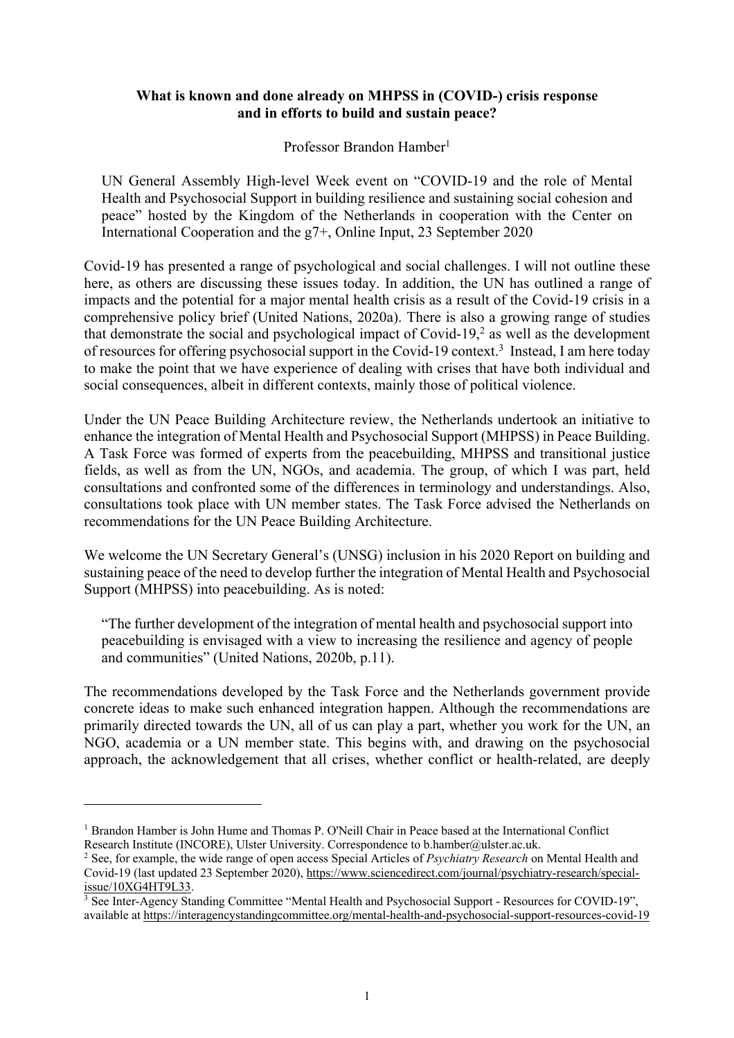**What is known and done already on MHPSS in (COVID-) crisis response and in efforts to build and sustain peace?**

Professor Brandon Hamber[1]

UN General Assembly High-level Week event on "COVID-19 and the role of Mental Health and Psychosocial Support in building resilience and sustaining social cohesion and peace" hosted by the Kingdom of the Netherlands in cooperation with the Center on International Cooperation and the g7+, Online Input, 23 September 2020

Covid-19 has presented a range of psychological and social challenges. I will not outline these here, as others are discussing these issues today. In addition, the UN has outlined a range of impacts and the potential for a major mental health crisis as a result of the Covid-19 crisis in a comprehensive policy brief (United Nations, 2020a). There is also a growing range of studies that demonstrate the social and psychological impact of Covid-19,[2] as well as the development of resources for offering psychosocial support in the Covid-19 context.[3] Instead, I am here today to make the point that we have experience of dealing with crises that have both individual and social consequences, albeit in different contexts, mainly those of political violence.

Under the UN Peace Building Architecture review, the Netherlands undertook an initiative to enhance the integration of Mental Health and Psychosocial Support (MHPSS) in Peace Building. A Task Force was formed of experts from the peacebuilding, MHPSS and transitional justice fields, as well as from the UN, NGOs, and academia. The group, of which I was part, held consultations and confronted some of the differences in terminology and understandings. Also, consultations took place with UN member states. The Task Force advised the Netherlands on recommendations for the UN Peace Building Architecture.

We welcome the UN Secretary General's (UNSG) inclusion in his 2020 Report on building and sustaining peace of the need to develop further the integration of Mental Health and Psychosocial Support (MHPSS) into peacebuilding. As is noted:

> "The further development of the integration of mental health and psychosocial support into peacebuilding is envisaged with a view to increasing the resilience and agency of people and communities" (United Nations, 2020b, p.11).

The recommendations developed by the Task Force and the Netherlands government provide concrete ideas to make such enhanced integration happen. Although the recommendations are primarily directed towards the UN, all of us can play a part, whether you work for the UN, an NGO, academia or a UN member state. This begins with, and drawing on the psychosocial approach, the acknowledgement that all crises, whether conflict or health-related, are deeply

---

[1] Brandon Hamber is John Hume and Thomas P. O'Neill Chair in Peace based at the International Conflict Research Institute (INCORE), Ulster University. Correspondence to b.hamber@ulster.ac.uk.

[2] See, for example, the wide range of open access Special Articles of *Psychiatry Research* on Mental Health and Covid-19 (last updated 23 September 2020), https://www.sciencedirect.com/journal/psychiatry-research/special-issue/10XG4HT9L33.

[3] See Inter-Agency Standing Committee "Mental Health and Psychosocial Support - Resources for COVID-19", available at https://interagencystandingcommittee.org/mental-health-and-psychosocial-support-resources-covid-19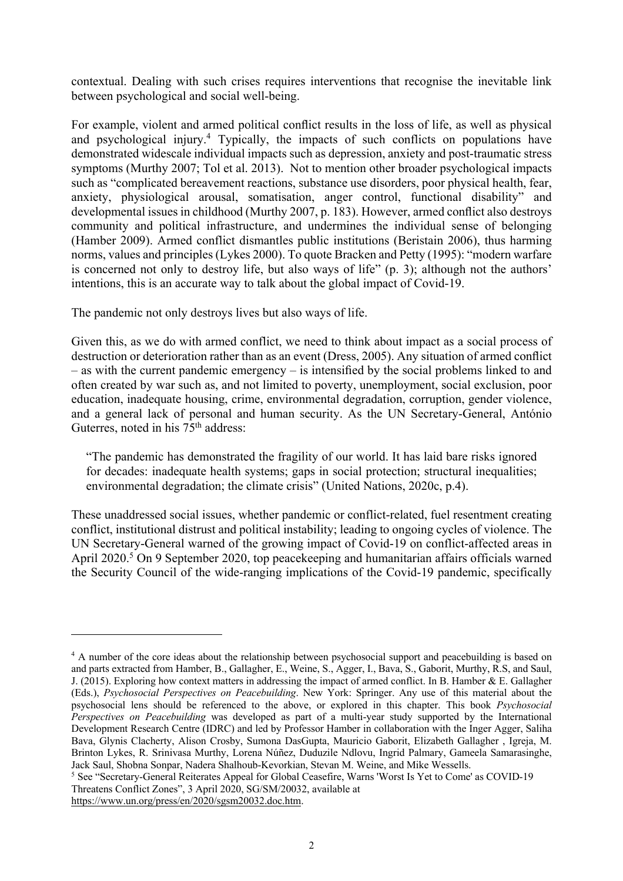contextual. Dealing with such crises requires interventions that recognise the inevitable link between psychological and social well-being.

For example, violent and armed political conflict results in the loss of life, as well as physical and psychological injury.[4] Typically, the impacts of such conflicts on populations have demonstrated widescale individual impacts such as depression, anxiety and post-traumatic stress symptoms (Murthy 2007; Tol et al. 2013). Not to mention other broader psychological impacts such as "complicated bereavement reactions, substance use disorders, poor physical health, fear, anxiety, physiological arousal, somatisation, anger control, functional disability" and developmental issues in childhood (Murthy 2007, p. 183). However, armed conflict also destroys community and political infrastructure, and undermines the individual sense of belonging (Hamber 2009). Armed conflict dismantles public institutions (Beristain 2006), thus harming norms, values and principles (Lykes 2000). To quote Bracken and Petty (1995): "modern warfare is concerned not only to destroy life, but also ways of life" (p. 3); although not the authors' intentions, this is an accurate way to talk about the global impact of Covid-19.

The pandemic not only destroys lives but also ways of life.

Given this, as we do with armed conflict, we need to think about impact as a social process of destruction or deterioration rather than as an event (Dress, 2005). Any situation of armed conflict – as with the current pandemic emergency – is intensified by the social problems linked to and often created by war such as, and not limited to poverty, unemployment, social exclusion, poor education, inadequate housing, crime, environmental degradation, corruption, gender violence, and a general lack of personal and human security. As the UN Secretary-General, António Guterres, noted in his 75th address:

> "The pandemic has demonstrated the fragility of our world. It has laid bare risks ignored for decades: inadequate health systems; gaps in social protection; structural inequalities; environmental degradation; the climate crisis" (United Nations, 2020c, p.4).

These unaddressed social issues, whether pandemic or conflict-related, fuel resentment creating conflict, institutional distrust and political instability; leading to ongoing cycles of violence. The UN Secretary-General warned of the growing impact of Covid-19 on conflict-affected areas in April 2020.[5] On 9 September 2020, top peacekeeping and humanitarian affairs officials warned the Security Council of the wide-ranging implications of the Covid-19 pandemic, specifically

---

[4] A number of the core ideas about the relationship between psychosocial support and peacebuilding is based on and parts extracted from Hamber, B., Gallagher, E., Weine, S., Agger, I., Bava, S., Gaborit, Murthy, R.S, and Saul, J. (2015). Exploring how context matters in addressing the impact of armed conflict. In B. Hamber & E. Gallagher (Eds.), *Psychosocial Perspectives on Peacebuilding*. New York: Springer. Any use of this material about the psychosocial lens should be referenced to the above, or explored in this chapter. This book *Psychosocial Perspectives on Peacebuilding* was developed as part of a multi-year study supported by the International Development Research Centre (IDRC) and led by Professor Hamber in collaboration with the Inger Agger, Saliha Bava, Glynis Clacherty, Alison Crosby, Sumona DasGupta, Mauricio Gaborit, Elizabeth Gallagher , Igreja, M. Brinton Lykes, R. Srinivasa Murthy, Lorena Núñez, Duduzile Ndlovu, Ingrid Palmary, Gameela Samarasinghe, Jack Saul, Shobna Sonpar, Nadera Shalhoub-Kevorkian, Stevan M. Weine, and Mike Wessells.

[5] See "Secretary-General Reiterates Appeal for Global Ceasefire, Warns 'Worst Is Yet to Come' as COVID-19 Threatens Conflict Zones", 3 April 2020, SG/SM/20032, available at https://www.un.org/press/en/2020/sgsm20032.doc.htm.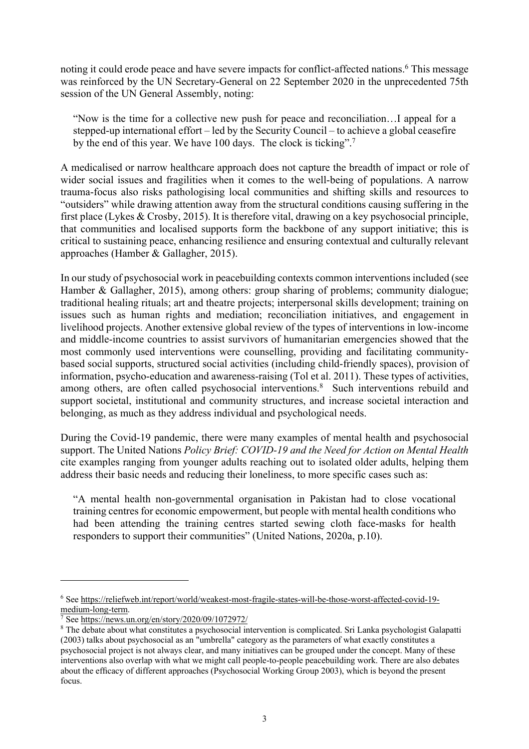noting it could erode peace and have severe impacts for conflict-affected nations.[6] This message was reinforced by the UN Secretary-General on 22 September 2020 in the unprecedented 75th session of the UN General Assembly, noting:

> "Now is the time for a collective new push for peace and reconciliation…I appeal for a stepped-up international effort – led by the Security Council – to achieve a global ceasefire by the end of this year. We have 100 days. The clock is ticking".[7]

A medicalised or narrow healthcare approach does not capture the breadth of impact or role of wider social issues and fragilities when it comes to the well-being of populations. A narrow trauma-focus also risks pathologising local communities and shifting skills and resources to "outsiders" while drawing attention away from the structural conditions causing suffering in the first place (Lykes & Crosby, 2015). It is therefore vital, drawing on a key psychosocial principle, that communities and localised supports form the backbone of any support initiative; this is critical to sustaining peace, enhancing resilience and ensuring contextual and culturally relevant approaches (Hamber & Gallagher, 2015).

In our study of psychosocial work in peacebuilding contexts common interventions included (see Hamber & Gallagher, 2015), among others: group sharing of problems; community dialogue; traditional healing rituals; art and theatre projects; interpersonal skills development; training on issues such as human rights and mediation; reconciliation initiatives, and engagement in livelihood projects. Another extensive global review of the types of interventions in low-income and middle-income countries to assist survivors of humanitarian emergencies showed that the most commonly used interventions were counselling, providing and facilitating community-based social supports, structured social activities (including child-friendly spaces), provision of information, psycho-education and awareness-raising (Tol et al. 2011). These types of activities, among others, are often called psychosocial interventions.[8] Such interventions rebuild and support societal, institutional and community structures, and increase societal interaction and belonging, as much as they address individual and psychological needs.

During the Covid-19 pandemic, there were many examples of mental health and psychosocial support. The United Nations *Policy Brief: COVID-19 and the Need for Action on Mental Health* cite examples ranging from younger adults reaching out to isolated older adults, helping them address their basic needs and reducing their loneliness, to more specific cases such as:

> "A mental health non-governmental organisation in Pakistan had to close vocational training centres for economic empowerment, but people with mental health conditions who had been attending the training centres started sewing cloth face-masks for health responders to support their communities" (United Nations, 2020a, p.10).

---

[6] See https://reliefweb.int/report/world/weakest-most-fragile-states-will-be-those-worst-affected-covid-19-medium-long-term.

[7] See https://news.un.org/en/story/2020/09/1072972/

[8] The debate about what constitutes a psychosocial intervention is complicated. Sri Lanka psychologist Galapatti (2003) talks about psychosocial as an "umbrella" category as the parameters of what exactly constitutes a psychosocial project is not always clear, and many initiatives can be grouped under the concept. Many of these interventions also overlap with what we might call people-to-people peacebuilding work. There are also debates about the efficacy of different approaches (Psychosocial Working Group 2003), which is beyond the present focus.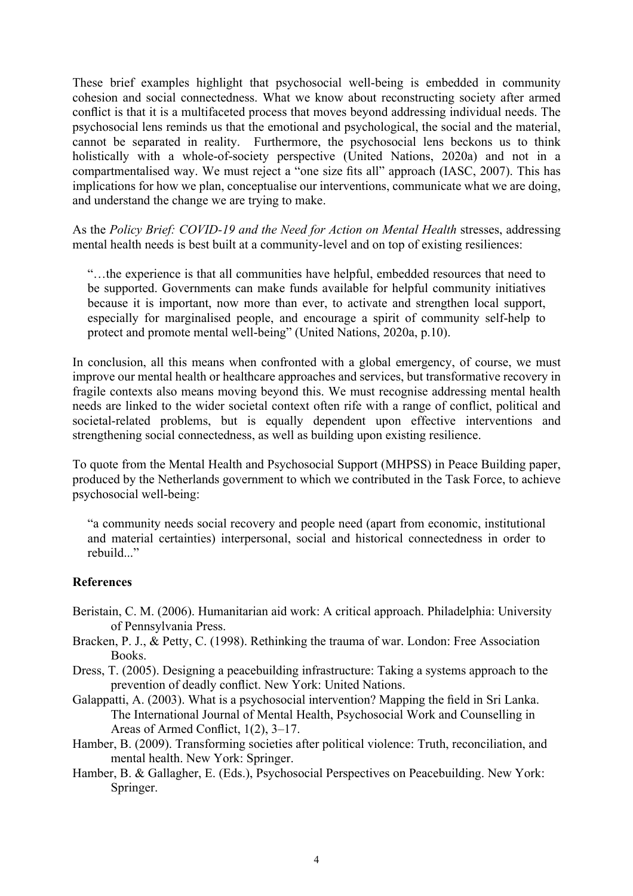These brief examples highlight that psychosocial well-being is embedded in community cohesion and social connectedness. What we know about reconstructing society after armed conflict is that it is a multifaceted process that moves beyond addressing individual needs. The psychosocial lens reminds us that the emotional and psychological, the social and the material, cannot be separated in reality. Furthermore, the psychosocial lens beckons us to think holistically with a whole-of-society perspective (United Nations, 2020a) and not in a compartmentalised way. We must reject a "one size fits all" approach (IASC, 2007). This has implications for how we plan, conceptualise our interventions, communicate what we are doing, and understand the change we are trying to make.

As the *Policy Brief: COVID-19 and the Need for Action on Mental Health* stresses, addressing mental health needs is best built at a community-level and on top of existing resiliences:

> "…the experience is that all communities have helpful, embedded resources that need to be supported. Governments can make funds available for helpful community initiatives because it is important, now more than ever, to activate and strengthen local support, especially for marginalised people, and encourage a spirit of community self-help to protect and promote mental well-being" (United Nations, 2020a, p.10).

In conclusion, all this means when confronted with a global emergency, of course, we must improve our mental health or healthcare approaches and services, but transformative recovery in fragile contexts also means moving beyond this. We must recognise addressing mental health needs are linked to the wider societal context often rife with a range of conflict, political and societal-related problems, but is equally dependent upon effective interventions and strengthening social connectedness, as well as building upon existing resilience.

To quote from the Mental Health and Psychosocial Support (MHPSS) in Peace Building paper, produced by the Netherlands government to which we contributed in the Task Force, to achieve psychosocial well-being:

> "a community needs social recovery and people need (apart from economic, institutional and material certainties) interpersonal, social and historical connectedness in order to rebuild..."

**References**

Beristain, C. M. (2006). Humanitarian aid work: A critical approach. Philadelphia: University of Pennsylvania Press.

Bracken, P. J., & Petty, C. (1998). Rethinking the trauma of war. London: Free Association Books.

Dress, T. (2005). Designing a peacebuilding infrastructure: Taking a systems approach to the prevention of deadly conflict. New York: United Nations.

Galappatti, A. (2003). What is a psychosocial intervention? Mapping the field in Sri Lanka. The International Journal of Mental Health, Psychosocial Work and Counselling in Areas of Armed Conflict, 1(2), 3–17.

Hamber, B. (2009). Transforming societies after political violence: Truth, reconciliation, and mental health. New York: Springer.

Hamber, B. & Gallagher, E. (Eds.), Psychosocial Perspectives on Peacebuilding. New York: Springer.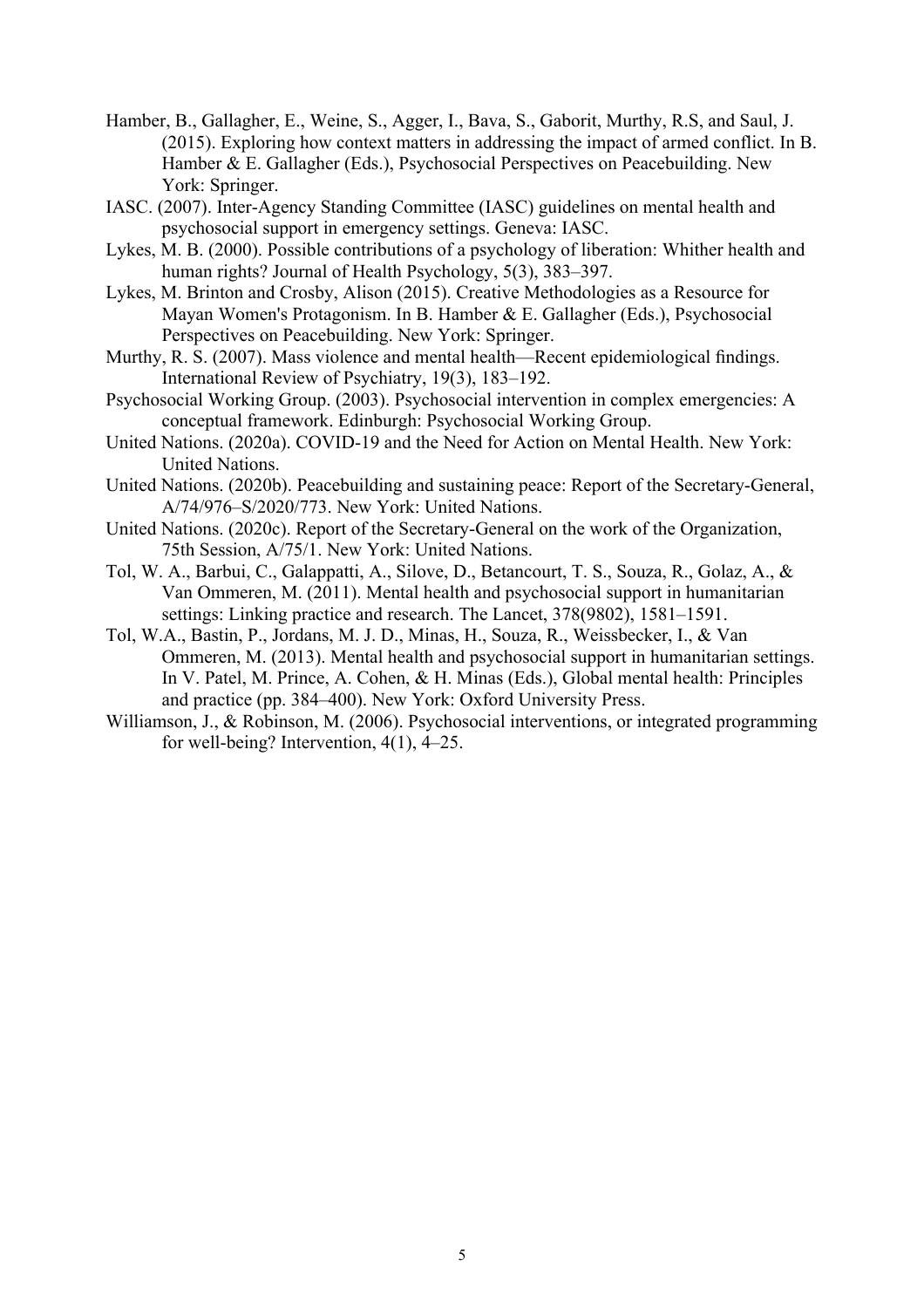Hamber, B., Gallagher, E., Weine, S., Agger, I., Bava, S., Gaborit, Murthy, R.S, and Saul, J. (2015). Exploring how context matters in addressing the impact of armed conflict. In B. Hamber & E. Gallagher (Eds.), Psychosocial Perspectives on Peacebuilding. New York: Springer.

IASC. (2007). Inter-Agency Standing Committee (IASC) guidelines on mental health and psychosocial support in emergency settings. Geneva: IASC.

Lykes, M. B. (2000). Possible contributions of a psychology of liberation: Whither health and human rights? Journal of Health Psychology, 5(3), 383–397.

Lykes, M. Brinton and Crosby, Alison (2015). Creative Methodologies as a Resource for Mayan Women's Protagonism. In B. Hamber & E. Gallagher (Eds.), Psychosocial Perspectives on Peacebuilding. New York: Springer.

Murthy, R. S. (2007). Mass violence and mental health—Recent epidemiological findings. International Review of Psychiatry, 19(3), 183–192.

Psychosocial Working Group. (2003). Psychosocial intervention in complex emergencies: A conceptual framework. Edinburgh: Psychosocial Working Group.

United Nations. (2020a). COVID-19 and the Need for Action on Mental Health. New York: United Nations.

United Nations. (2020b). Peacebuilding and sustaining peace: Report of the Secretary-General, A/74/976–S/2020/773. New York: United Nations.

United Nations. (2020c). Report of the Secretary-General on the work of the Organization, 75th Session, A/75/1. New York: United Nations.

Tol, W. A., Barbui, C., Galappatti, A., Silove, D., Betancourt, T. S., Souza, R., Golaz, A., & Van Ommeren, M. (2011). Mental health and psychosocial support in humanitarian settings: Linking practice and research. The Lancet, 378(9802), 1581–1591.

Tol, W.A., Bastin, P., Jordans, M. J. D., Minas, H., Souza, R., Weissbecker, I., & Van Ommeren, M. (2013). Mental health and psychosocial support in humanitarian settings. In V. Patel, M. Prince, A. Cohen, & H. Minas (Eds.), Global mental health: Principles and practice (pp. 384–400). New York: Oxford University Press.

Williamson, J., & Robinson, M. (2006). Psychosocial interventions, or integrated programming for well-being? Intervention, 4(1), 4–25.